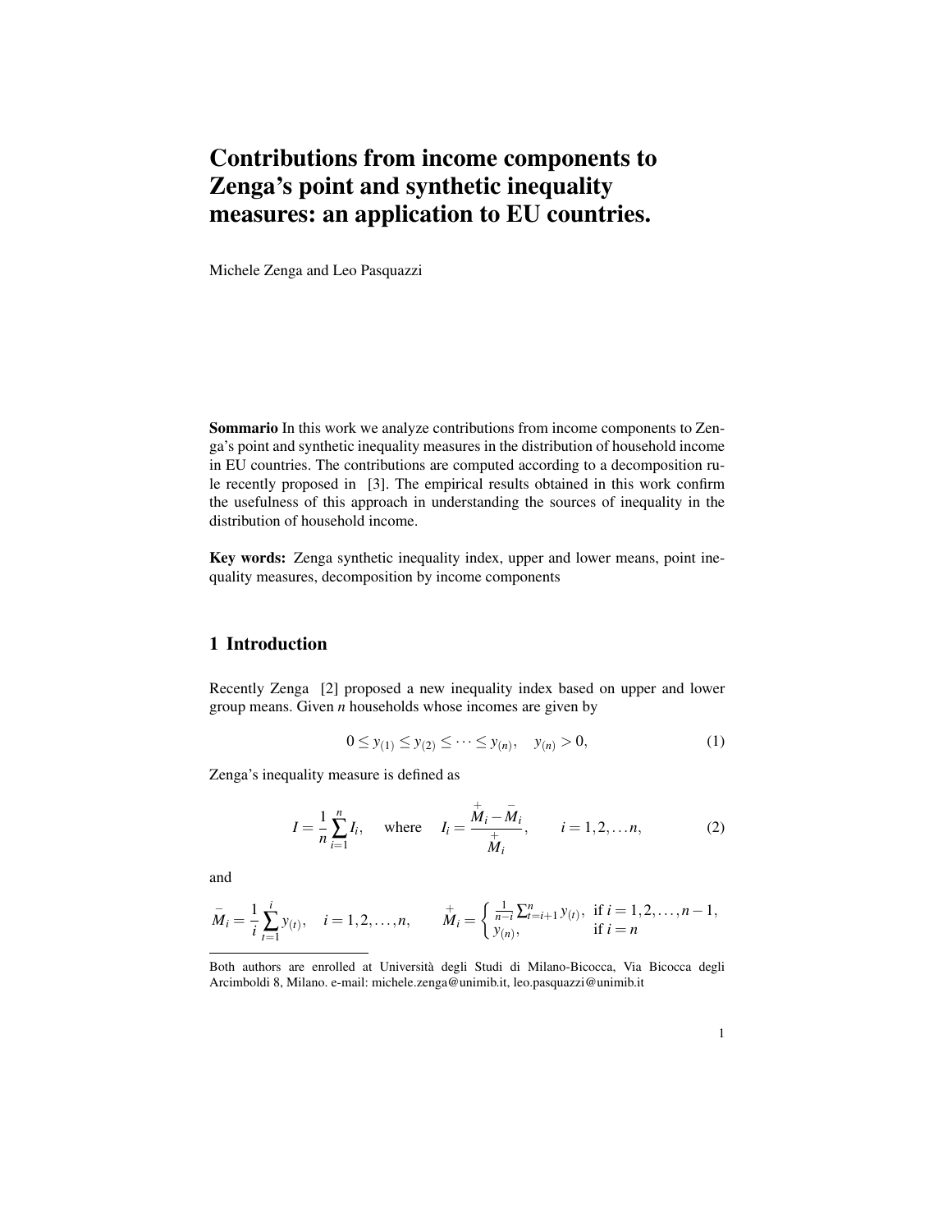# Contributions from income components to Zenga's point and synthetic inequality measures: an application to EU countries.

Michele Zenga and Leo Pasquazzi

**Sommario** In this work we analyze contributions from income components to Zenga's point and synthetic inequality measures in the distribution of household income in EU countries. The contributions are computed according to a decomposition rule recently proposed in [3]. The empirical results obtained in this work confirm the usefulness of this approach in understanding the sources of inequality in the distribution of household income.

**Key words:** Zenga synthetic inequality index, upper and lower means, point inequality measures, decomposition by income components

## 1 Introduction

Recently Zenga [2] proposed a new inequality index based on upper and lower group means. Given $n$ households whose incomes are given by

$$0 \leq y_{(1)} \leq y_{(2)} \leq \cdots \leq y_{(n)}, \quad y_{(n)} > 0, \tag{1}$$

Zenga's inequality measure is defined as

$$I = \frac{1}{n}\sum_{i=1}^{n} I_i, \quad \text{where} \quad I_i = \frac{\overset{+}{M}_i - \overset{-}{M}_i}{\overset{+}{M}_i}, \qquad i = 1, 2, \ldots n, \tag{2}$$

and

$$\overset{-}{M}_i = \frac{1}{i}\sum_{t=1}^{i} y_{(t)}, \quad i = 1, 2, \ldots, n, \qquad \overset{+}{M}_i = \begin{cases} \frac{1}{n-i}\sum_{t=i+1}^{n} y_{(t)}, & \text{if } i = 1, 2, \ldots, n-1, \\ y_{(n)}, & \text{if } i = n \end{cases}$$

Both authors are enrolled at Università degli Studi di Milano-Bicocca, Via Bicocca degli Arcimboldi 8, Milano. e-mail: michele.zenga@unimib.it, leo.pasquazzi@unimib.it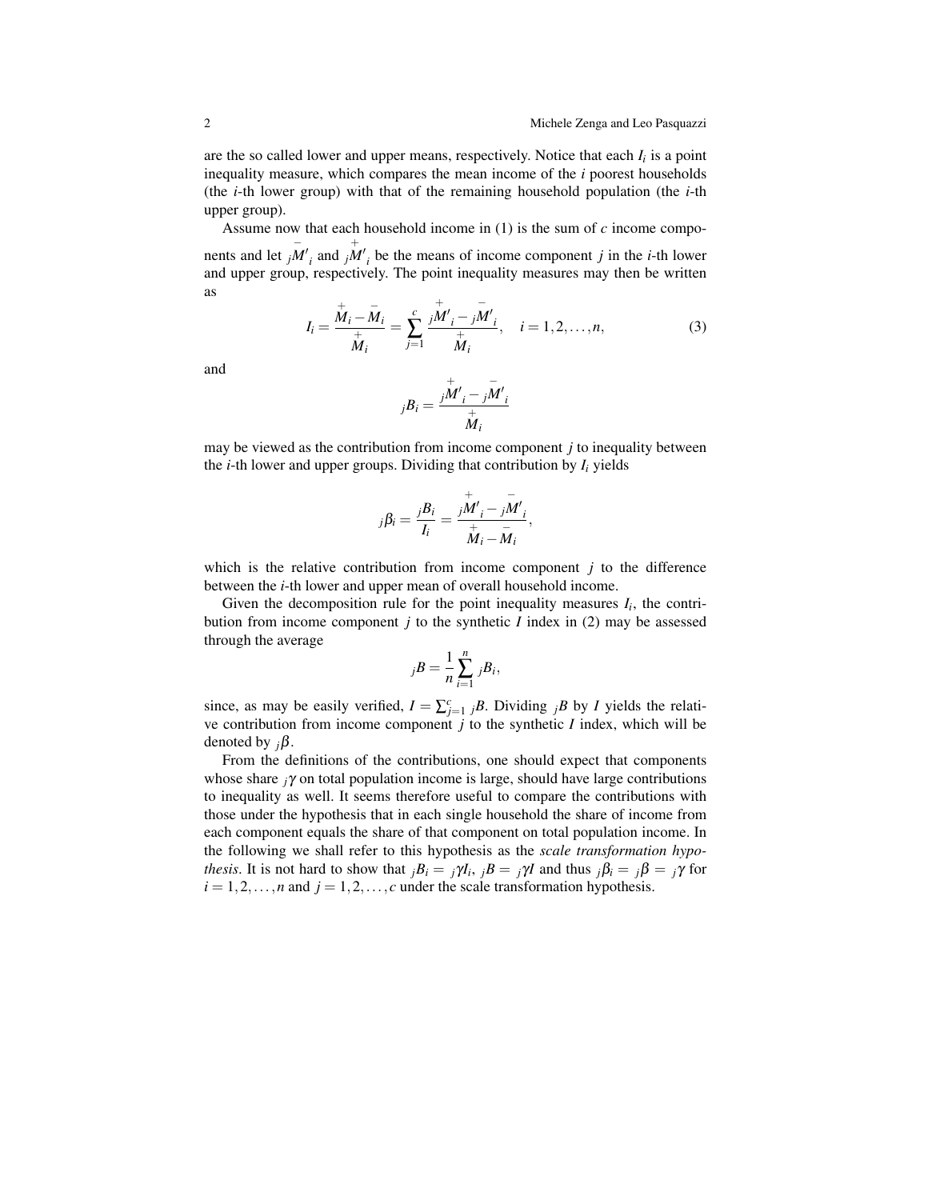are the so called lower and upper means, respectively. Notice that each $I_i$ is a point inequality measure, which compares the mean income of the $i$ poorest households (the $i$-th lower group) with that of the remaining household population (the $i$-th upper group).

Assume now that each household income in (1) is the sum of $c$ income components and let ${}_j\overset{-}{M'}_i$ and ${}_j\overset{+}{M'}_i$ be the means of income component $j$ in the $i$-th lower and upper group, respectively. The point inequality measures may then be written as

$$I_i = \frac{\overset{+}{M}_i - \overset{-}{M}_i}{\overset{+}{M}_i} = \sum_{j=1}^{c} \frac{{}_j\overset{+}{M'}_i - {}_j\overset{-}{M'}_i}{\overset{+}{M}_i}, \quad i = 1, 2, \ldots, n, \tag{3}$$

and

$${}_jB_i = \frac{{}_j\overset{+}{M'}_i - {}_j\overset{-}{M'}_i}{\overset{+}{M}_i}$$

may be viewed as the contribution from income component $j$ to inequality between the $i$-th lower and upper groups. Dividing that contribution by $I_i$ yields

$${}_j\beta_i = \frac{{}_jB_i}{I_i} = \frac{{}_j\overset{+}{M'}_i - {}_j\overset{-}{M'}_i}{\overset{+}{M}_i - \overset{-}{M}_i},$$

which is the relative contribution from income component $j$ to the difference between the $i$-th lower and upper mean of overall household income.

Given the decomposition rule for the point inequality measures $I_i$, the contribution from income component $j$ to the synthetic $I$ index in (2) may be assessed through the average

$${}_jB = \frac{1}{n} \sum_{i=1}^{n} {}_jB_i,$$

since, as may be easily verified, $I = \sum_{j=1}^{c} {}_jB$. Dividing ${}_jB$ by $I$ yields the relative contribution from income component $j$ to the synthetic $I$ index, which will be denoted by ${}_j\beta$.

From the definitions of the contributions, one should expect that components whose share ${}_j\gamma$ on total population income is large, should have large contributions to inequality as well. It seems therefore useful to compare the contributions with those under the hypothesis that in each single household the share of income from each component equals the share of that component on total population income. In the following we shall refer to this hypothesis as the *scale transformation hypothesis*. It is not hard to show that ${}_jB_i = {}_j\gamma I_i$, ${}_jB = {}_j\gamma I$ and thus ${}_j\beta_i = {}_j\beta = {}_j\gamma$ for $i = 1, 2, \ldots, n$ and $j = 1, 2, \ldots, c$ under the scale transformation hypothesis.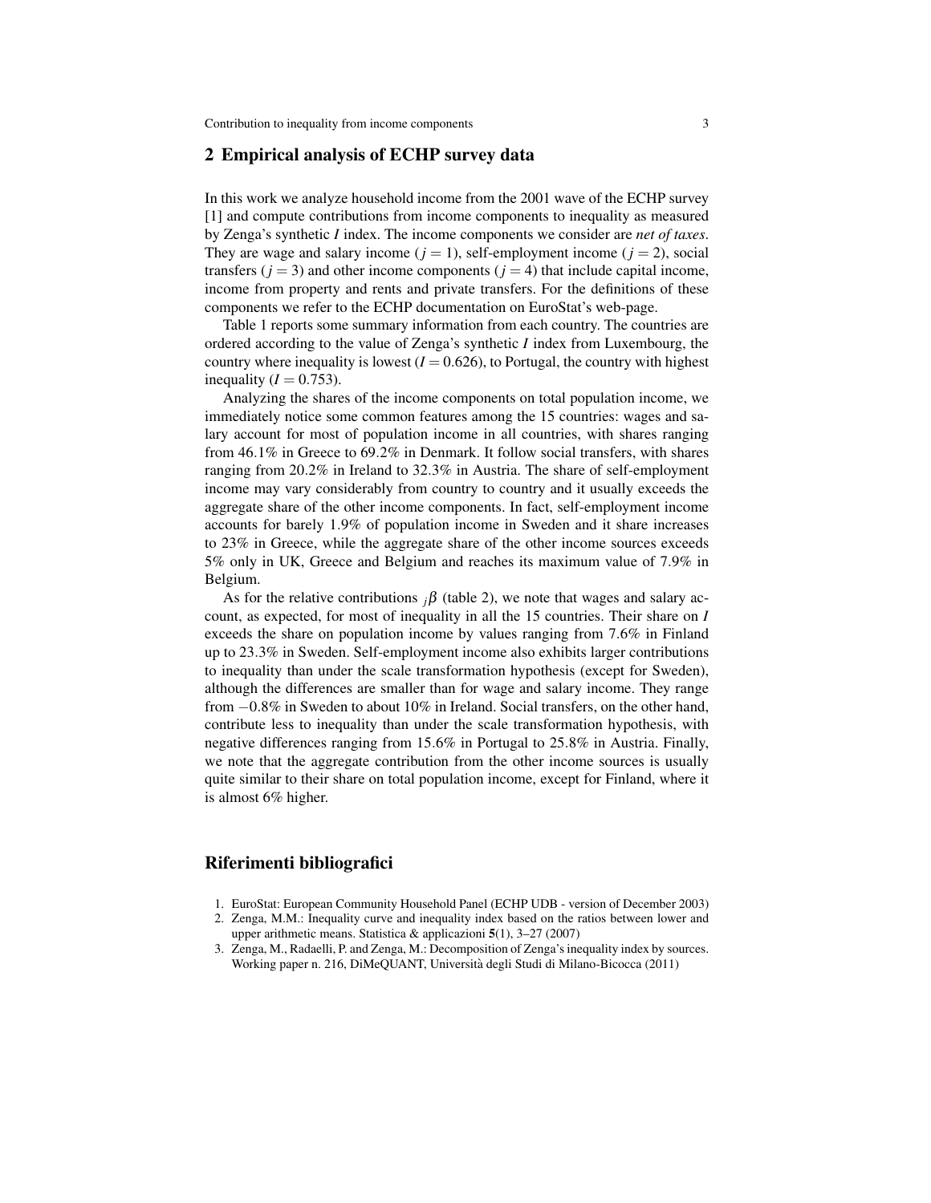## 2 Empirical analysis of ECHP survey data

In this work we analyze household income from the 2001 wave of the ECHP survey [1] and compute contributions from income components to inequality as measured by Zenga's synthetic $I$ index. The income components we consider are *net of taxes*. They are wage and salary income ($j = 1$), self-employment income ($j = 2$), social transfers ($j = 3$) and other income components ($j = 4$) that include capital income, income from property and rents and private transfers. For the definitions of these components we refer to the ECHP documentation on EuroStat's web-page.

Table 1 reports some summary information from each country. The countries are ordered according to the value of Zenga's synthetic $I$ index from Luxembourg, the country where inequality is lowest ($I = 0.626$), to Portugal, the country with highest inequality ($I = 0.753$).

Analyzing the shares of the income components on total population income, we immediately notice some common features among the 15 countries: wages and salary account for most of population income in all countries, with shares ranging from 46.1% in Greece to 69.2% in Denmark. It follow social transfers, with shares ranging from 20.2% in Ireland to 32.3% in Austria. The share of self-employment income may vary considerably from country to country and it usually exceeds the aggregate share of the other income components. In fact, self-employment income accounts for barely 1.9% of population income in Sweden and it share increases to 23% in Greece, while the aggregate share of the other income sources exceeds 5% only in UK, Greece and Belgium and reaches its maximum value of 7.9% in Belgium.

As for the relative contributions $_j\beta$ (table 2), we note that wages and salary account, as expected, for most of inequality in all the 15 countries. Their share on $I$ exceeds the share on population income by values ranging from 7.6% in Finland up to 23.3% in Sweden. Self-employment income also exhibits larger contributions to inequality than under the scale transformation hypothesis (except for Sweden), although the differences are smaller than for wage and salary income. They range from $-0.8\%$ in Sweden to about 10% in Ireland. Social transfers, on the other hand, contribute less to inequality than under the scale transformation hypothesis, with negative differences ranging from 15.6% in Portugal to 25.8% in Austria. Finally, we note that the aggregate contribution from the other income sources is usually quite similar to their share on total population income, except for Finland, where it is almost 6% higher.

## Riferimenti bibliografici

1. EuroStat: European Community Household Panel (ECHP UDB - version of December 2003)
2. Zenga, M.M.: Inequality curve and inequality index based on the ratios between lower and upper arithmetic means. Statistica & applicazioni **5**(1), 3–27 (2007)
3. Zenga, M., Radaelli, P. and Zenga, M.: Decomposition of Zenga's inequality index by sources. Working paper n. 216, DiMeQUANT, Università degli Studi di Milano-Bicocca (2011)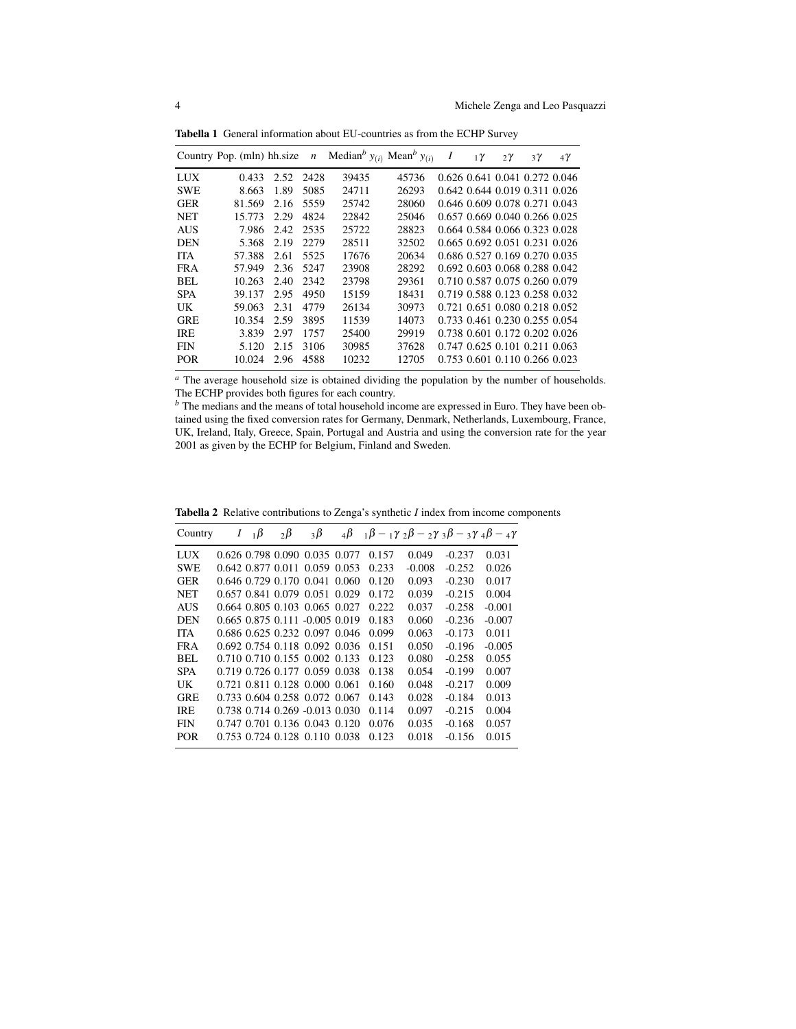**Tabella 1** General information about EU-countries as from the ECHP Survey

| Country | Pop. (mln) | hh.size | $n$ | Median[b] $y_{(i)}$ | Mean[b] $y_{(i)}$ | $I$ | ${}_1\gamma$ | ${}_2\gamma$ | ${}_3\gamma$ | ${}_4\gamma$ |
|---|---|---|---|---|---|---|---|---|---|---|
| LUX | 0.433 | 2.52 | 2428 | 39435 | 45736 | 0.626 | 0.641 | 0.041 | 0.272 | 0.046 |
| SWE | 8.663 | 1.89 | 5085 | 24711 | 26293 | 0.642 | 0.644 | 0.019 | 0.311 | 0.026 |
| GER | 81.569 | 2.16 | 5559 | 25742 | 28060 | 0.646 | 0.609 | 0.078 | 0.271 | 0.043 |
| NET | 15.773 | 2.29 | 4824 | 22842 | 25046 | 0.657 | 0.669 | 0.040 | 0.266 | 0.025 |
| AUS | 7.986 | 2.42 | 2535 | 25722 | 28823 | 0.664 | 0.584 | 0.066 | 0.323 | 0.028 |
| DEN | 5.368 | 2.19 | 2279 | 28511 | 32502 | 0.665 | 0.692 | 0.051 | 0.231 | 0.026 |
| ITA | 57.388 | 2.61 | 5525 | 17676 | 20634 | 0.686 | 0.527 | 0.169 | 0.270 | 0.035 |
| FRA | 57.949 | 2.36 | 5247 | 23908 | 28292 | 0.692 | 0.603 | 0.068 | 0.288 | 0.042 |
| BEL | 10.263 | 2.40 | 2342 | 23798 | 29361 | 0.710 | 0.587 | 0.075 | 0.260 | 0.079 |
| SPA | 39.137 | 2.95 | 4950 | 15159 | 18431 | 0.719 | 0.588 | 0.123 | 0.258 | 0.032 |
| UK | 59.063 | 2.31 | 4779 | 26134 | 30973 | 0.721 | 0.651 | 0.080 | 0.218 | 0.052 |
| GRE | 10.354 | 2.59 | 3895 | 11539 | 14073 | 0.733 | 0.461 | 0.230 | 0.255 | 0.054 |
| IRE | 3.839 | 2.97 | 1757 | 25400 | 29919 | 0.738 | 0.601 | 0.172 | 0.202 | 0.026 |
| FIN | 5.120 | 2.15 | 3106 | 30985 | 37628 | 0.747 | 0.625 | 0.101 | 0.211 | 0.063 |
| POR | 10.024 | 2.96 | 4588 | 10232 | 12705 | 0.753 | 0.601 | 0.110 | 0.266 | 0.023 |

[a] The average household size is obtained dividing the population by the number of households. The ECHP provides both figures for each country.
[b] The medians and the means of total household income are expressed in Euro. They have been obtained using the fixed conversion rates for Germany, Denmark, Netherlands, Luxembourg, France, UK, Ireland, Italy, Greece, Spain, Portugal and Austria and using the conversion rate for the year 2001 as given by the ECHP for Belgium, Finland and Sweden.

**Tabella 2** Relative contributions to Zenga's synthetic $I$ index from income components

| Country | $I$ | ${}_1\beta$ | ${}_2\beta$ | ${}_3\beta$ | ${}_4\beta$ | ${}_1\beta - {}_1\gamma$ | ${}_2\beta - {}_2\gamma$ | ${}_3\beta - {}_3\gamma$ | ${}_4\beta - {}_4\gamma$ |
|---|---|---|---|---|---|---|---|---|---|
| LUX | 0.626 | 0.798 | 0.090 | 0.035 | 0.077 | 0.157 | 0.049 | -0.237 | 0.031 |
| SWE | 0.642 | 0.877 | 0.011 | 0.059 | 0.053 | 0.233 | -0.008 | -0.252 | 0.026 |
| GER | 0.646 | 0.729 | 0.170 | 0.041 | 0.060 | 0.120 | 0.093 | -0.230 | 0.017 |
| NET | 0.657 | 0.841 | 0.079 | 0.051 | 0.029 | 0.172 | 0.039 | -0.215 | 0.004 |
| AUS | 0.664 | 0.805 | 0.103 | 0.065 | 0.027 | 0.222 | 0.037 | -0.258 | -0.001 |
| DEN | 0.665 | 0.875 | 0.111 | -0.005 | 0.019 | 0.183 | 0.060 | -0.236 | -0.007 |
| ITA | 0.686 | 0.625 | 0.232 | 0.097 | 0.046 | 0.099 | 0.063 | -0.173 | 0.011 |
| FRA | 0.692 | 0.754 | 0.118 | 0.092 | 0.036 | 0.151 | 0.050 | -0.196 | -0.005 |
| BEL | 0.710 | 0.710 | 0.155 | 0.002 | 0.133 | 0.123 | 0.080 | -0.258 | 0.055 |
| SPA | 0.719 | 0.726 | 0.177 | 0.059 | 0.038 | 0.138 | 0.054 | -0.199 | 0.007 |
| UK | 0.721 | 0.811 | 0.128 | 0.000 | 0.061 | 0.160 | 0.048 | -0.217 | 0.009 |
| GRE | 0.733 | 0.604 | 0.258 | 0.072 | 0.067 | 0.143 | 0.028 | -0.184 | 0.013 |
| IRE | 0.738 | 0.714 | 0.269 | -0.013 | 0.030 | 0.114 | 0.097 | -0.215 | 0.004 |
| FIN | 0.747 | 0.701 | 0.136 | 0.043 | 0.120 | 0.076 | 0.035 | -0.168 | 0.057 |
| POR | 0.753 | 0.724 | 0.128 | 0.110 | 0.038 | 0.123 | 0.018 | -0.156 | 0.015 |